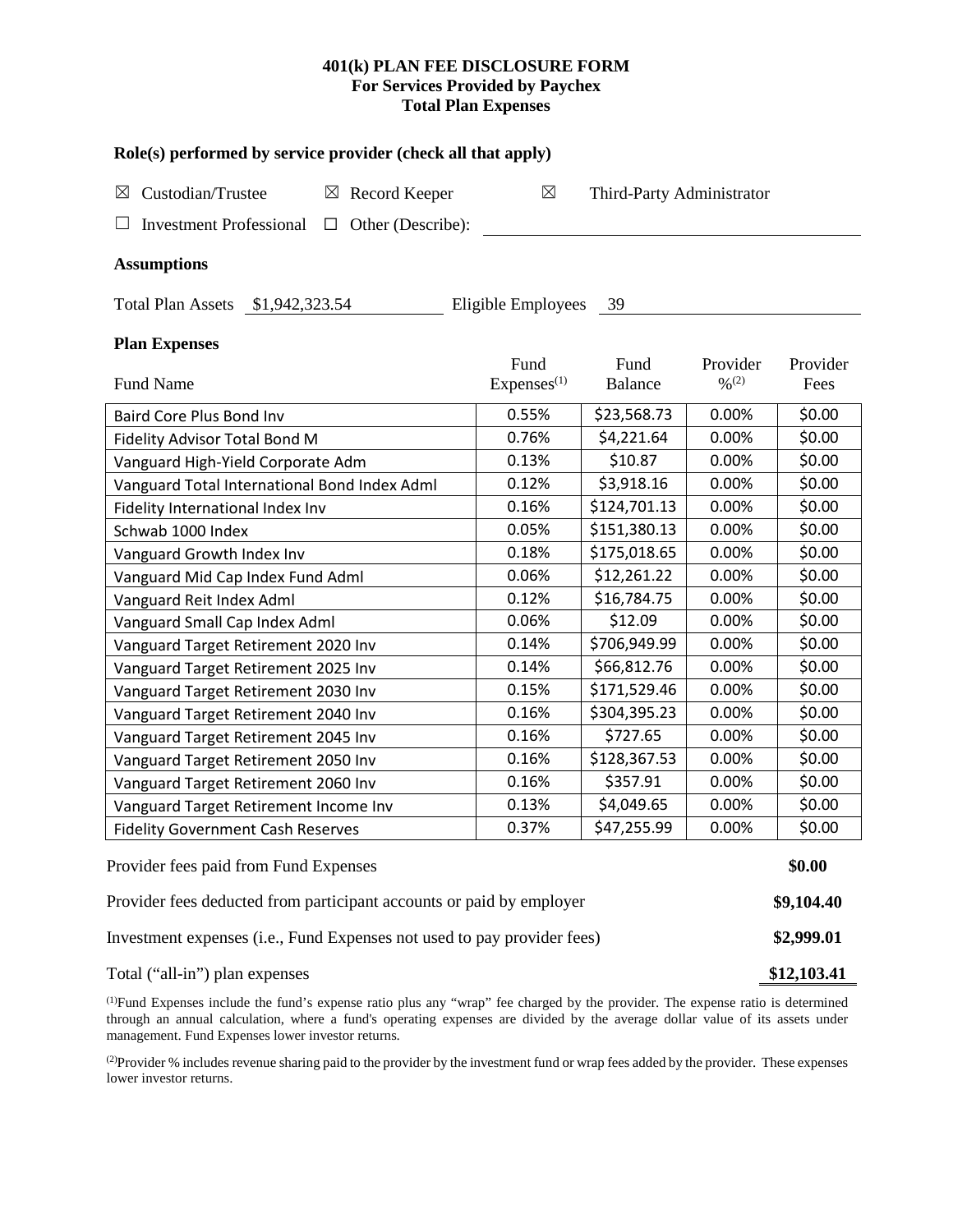**401(k) PLAN FEE DISCLOSURE FORM**
**For Services Provided by Paychex**
**Total Plan Expenses**

### Role(s) performed by service provider (check all that apply)

☒ Custodian/Trustee ☒ Record Keeper ☒ Third-Party Administrator

☐ Investment Professional ☐ Other (Describe): \_\_\_\_\_\_\_\_\_\_\_\_\_\_\_\_\_\_\_\_

### Assumptions

Total Plan Assets $1,942,323.54 Eligible Employees 39

### Plan Expenses

| Fund Name | Fund Expenses[1] | Fund Balance | Provider %[2] | Provider Fees |
|---|---|---|---|---|
| Baird Core Plus Bond Inv | 0.55% | $23,568.73 | 0.00% | $0.00 |
| Fidelity Advisor Total Bond M | 0.76% | $4,221.64 | 0.00% | $0.00 |
| Vanguard High-Yield Corporate Adm | 0.13% | $10.87 | 0.00% | $0.00 |
| Vanguard Total International Bond Index Adml | 0.12% | $3,918.16 | 0.00% | $0.00 |
| Fidelity International Index Inv | 0.16% | $124,701.13 | 0.00% | $0.00 |
| Schwab 1000 Index | 0.05% | $151,380.13 | 0.00% | $0.00 |
| Vanguard Growth Index Inv | 0.18% | $175,018.65 | 0.00% | $0.00 |
| Vanguard Mid Cap Index Fund Adml | 0.06% | $12,261.22 | 0.00% | $0.00 |
| Vanguard Reit Index Adml | 0.12% | $16,784.75 | 0.00% | $0.00 |
| Vanguard Small Cap Index Adml | 0.06% | $12.09 | 0.00% | $0.00 |
| Vanguard Target Retirement 2020 Inv | 0.14% | $706,949.99 | 0.00% | $0.00 |
| Vanguard Target Retirement 2025 Inv | 0.14% | $66,812.76 | 0.00% | $0.00 |
| Vanguard Target Retirement 2030 Inv | 0.15% | $171,529.46 | 0.00% | $0.00 |
| Vanguard Target Retirement 2040 Inv | 0.16% | $304,395.23 | 0.00% | $0.00 |
| Vanguard Target Retirement 2045 Inv | 0.16% | $727.65 | 0.00% | $0.00 |
| Vanguard Target Retirement 2050 Inv | 0.16% | $128,367.53 | 0.00% | $0.00 |
| Vanguard Target Retirement 2060 Inv | 0.16% | $357.91 | 0.00% | $0.00 |
| Vanguard Target Retirement Income Inv | 0.13% | $4,049.65 | 0.00% | $0.00 |
| Fidelity Government Cash Reserves | 0.37% | $47,255.99 | 0.00% | $0.00 |

| | |
|---|---|
| Provider fees paid from Fund Expenses | **$0.00** |
| Provider fees deducted from participant accounts or paid by employer | **$9,104.40** |
| Investment expenses (i.e., Fund Expenses not used to pay provider fees) | **$2,999.01** |
| Total ("all-in") plan expenses | **$12,103.41** |

[1]Fund Expenses include the fund's expense ratio plus any "wrap" fee charged by the provider. The expense ratio is determined through an annual calculation, where a fund's operating expenses are divided by the average dollar value of its assets under management. Fund Expenses lower investor returns.

[2]Provider % includes revenue sharing paid to the provider by the investment fund or wrap fees added by the provider. These expenses lower investor returns.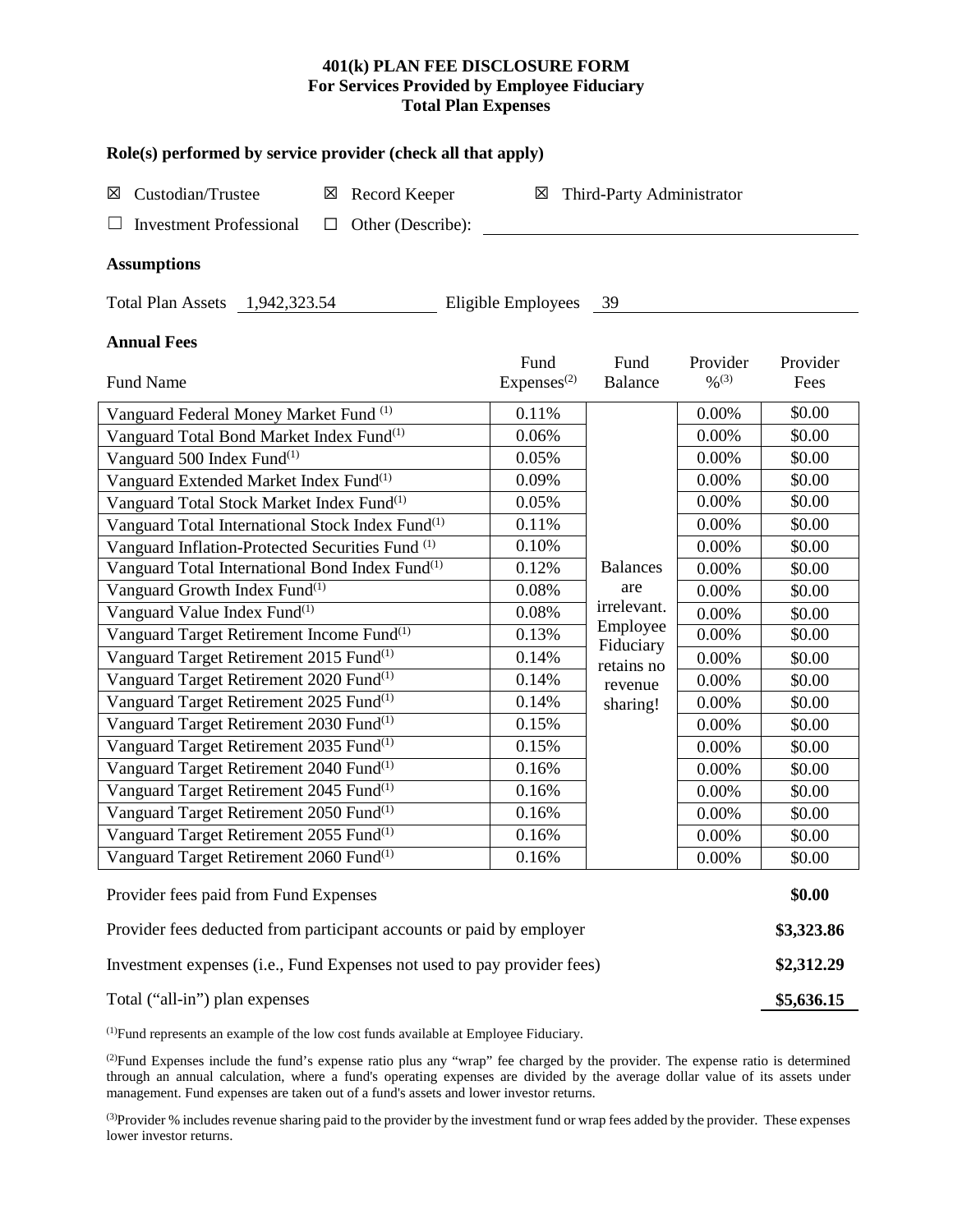**401(k) PLAN FEE DISCLOSURE FORM**
**For Services Provided by Employee Fiduciary**
**Total Plan Expenses**

### Role(s) performed by service provider (check all that apply)

☒ Custodian/Trustee ☒ Record Keeper ☒ Third-Party Administrator

☐ Investment Professional ☐ Other (Describe): ____________________

### Assumptions

Total Plan Assets 1,942,323.54 Eligible Employees 39

### Annual Fees

| Fund Name | Fund Expenses[2] | Fund Balance | Provider %[3] | Provider Fees |
|---|---|---|---|---|
| Vanguard Federal Money Market Fund [1] | 0.11% | Balances are irrelevant. Employee Fiduciary retains no revenue sharing! | 0.00% | $0.00 |
| Vanguard Total Bond Market Index Fund[1] | 0.06% | | 0.00% | $0.00 |
| Vanguard 500 Index Fund[1] | 0.05% | | 0.00% | $0.00 |
| Vanguard Extended Market Index Fund[1] | 0.09% | | 0.00% | $0.00 |
| Vanguard Total Stock Market Index Fund[1] | 0.05% | | 0.00% | $0.00 |
| Vanguard Total International Stock Index Fund[1] | 0.11% | | 0.00% | $0.00 |
| Vanguard Inflation-Protected Securities Fund [1] | 0.10% | | 0.00% | $0.00 |
| Vanguard Total International Bond Index Fund[1] | 0.12% | | 0.00% | $0.00 |
| Vanguard Growth Index Fund[1] | 0.08% | | 0.00% | $0.00 |
| Vanguard Value Index Fund[1] | 0.08% | | 0.00% | $0.00 |
| Vanguard Target Retirement Income Fund[1] | 0.13% | | 0.00% | $0.00 |
| Vanguard Target Retirement 2015 Fund[1] | 0.14% | | 0.00% | $0.00 |
| Vanguard Target Retirement 2020 Fund[1] | 0.14% | | 0.00% | $0.00 |
| Vanguard Target Retirement 2025 Fund[1] | 0.14% | | 0.00% | $0.00 |
| Vanguard Target Retirement 2030 Fund[1] | 0.15% | | 0.00% | $0.00 |
| Vanguard Target Retirement 2035 Fund[1] | 0.15% | | 0.00% | $0.00 |
| Vanguard Target Retirement 2040 Fund[1] | 0.16% | | 0.00% | $0.00 |
| Vanguard Target Retirement 2045 Fund[1] | 0.16% | | 0.00% | $0.00 |
| Vanguard Target Retirement 2050 Fund[1] | 0.16% | | 0.00% | $0.00 |
| Vanguard Target Retirement 2055 Fund[1] | 0.16% | | 0.00% | $0.00 |
| Vanguard Target Retirement 2060 Fund[1] | 0.16% | | 0.00% | $0.00 |

| | |
|---|---|
| Provider fees paid from Fund Expenses | **$0.00** |
| Provider fees deducted from participant accounts or paid by employer | **$3,323.86** |
| Investment expenses (i.e., Fund Expenses not used to pay provider fees) | **$2,312.29** |
| Total ("all-in") plan expenses | **$5,636.15** |

[1]Fund represents an example of the low cost funds available at Employee Fiduciary.

[2]Fund Expenses include the fund's expense ratio plus any "wrap" fee charged by the provider. The expense ratio is determined through an annual calculation, where a fund's operating expenses are divided by the average dollar value of its assets under management. Fund expenses are taken out of a fund's assets and lower investor returns.

[3]Provider % includes revenue sharing paid to the provider by the investment fund or wrap fees added by the provider. These expenses lower investor returns.